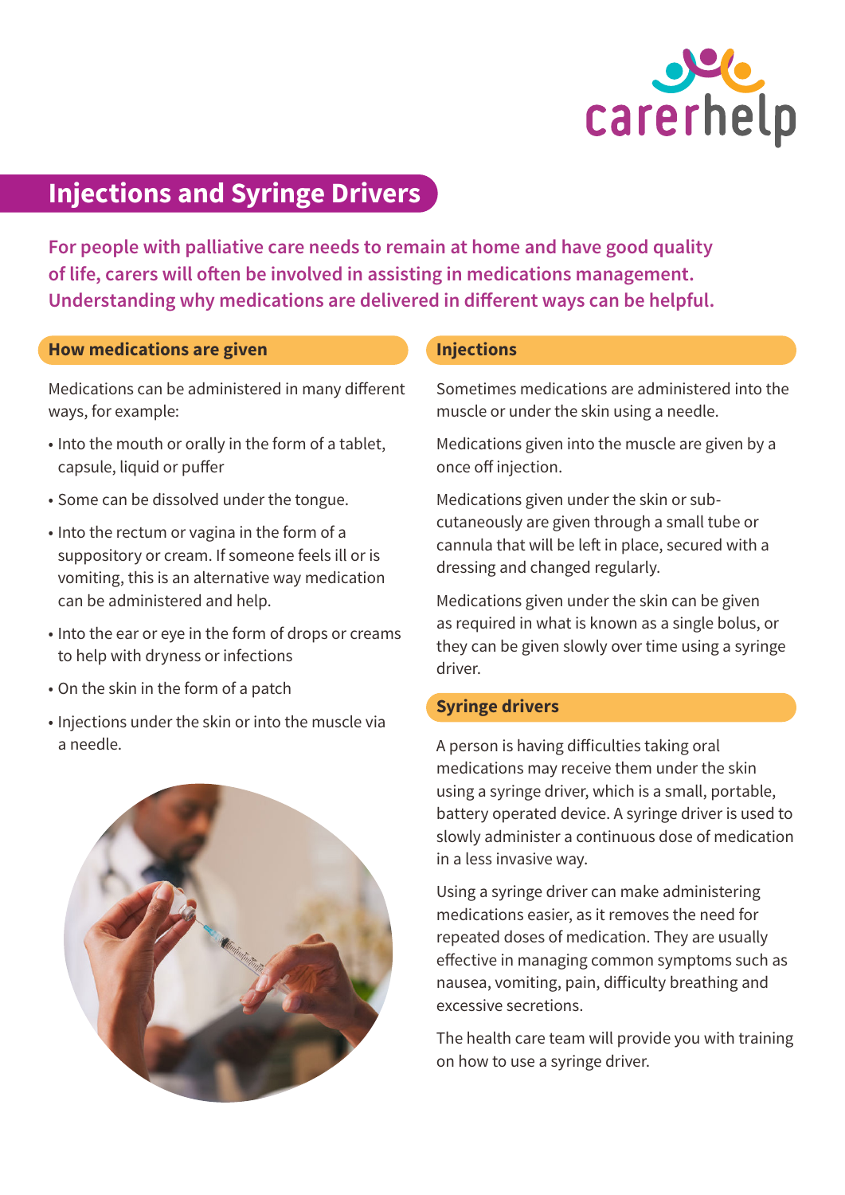# Injections and Syringe Drivers

**For people with palliative care needs to remain at home and have good quality of life, carers will often be involved in assisting in medications management. Understanding why medications are delivered in different ways can be helpful.**

## How medications are given

Medications can be administered in many different ways, for example:

- Into the mouth or orally in the form of a tablet, capsule, liquid or puffer
- Some can be dissolved under the tongue.
- Into the rectum or vagina in the form of a suppository or cream. If someone feels ill or is vomiting, this is an alternative way medication can be administered and help.
- Into the ear or eye in the form of drops or creams to help with dryness or infections
- On the skin in the form of a patch
- Injections under the skin or into the muscle via a needle.

## Injections

Sometimes medications are administered into the muscle or under the skin using a needle.

Medications given into the muscle are given by a once off injection.

Medications given under the skin or sub-cutaneously are given through a small tube or cannula that will be left in place, secured with a dressing and changed regularly.

Medications given under the skin can be given as required in what is known as a single bolus, or they can be given slowly over time using a syringe driver.

## Syringe drivers

A person is having difficulties taking oral medications may receive them under the skin using a syringe driver, which is a small, portable, battery operated device. A syringe driver is used to slowly administer a continuous dose of medication in a less invasive way.

Using a syringe driver can make administering medications easier, as it removes the need for repeated doses of medication. They are usually effective in managing common symptoms such as nausea, vomiting, pain, difficulty breathing and excessive secretions.

The health care team will provide you with training on how to use a syringe driver.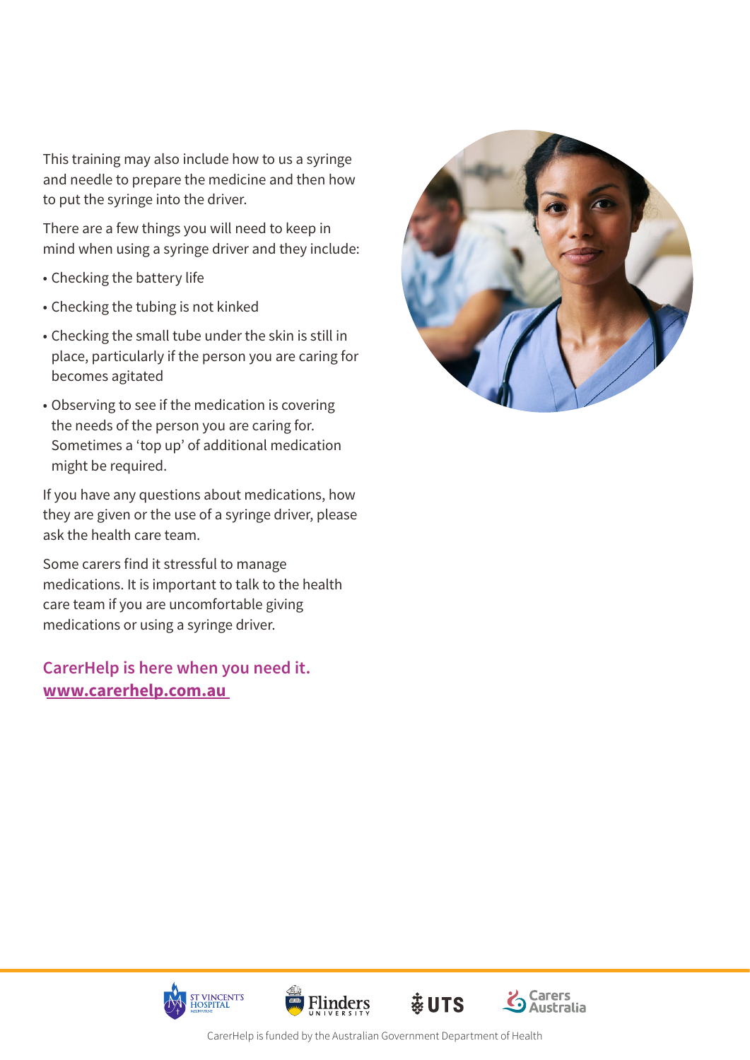This training may also include how to us a syringe and needle to prepare the medicine and then how to put the syringe into the driver.

There are a few things you will need to keep in mind when using a syringe driver and they include:

- Checking the battery life
- Checking the tubing is not kinked
- Checking the small tube under the skin is still in place, particularly if the person you are caring for becomes agitated
- Observing to see if the medication is covering the needs of the person you are caring for. Sometimes a 'top up' of additional medication might be required.

If you have any questions about medications, how they are given or the use of a syringe driver, please ask the health care team.

Some carers find it stressful to manage medications. It is important to talk to the health care team if you are uncomfortable giving medications or using a syringe driver.

**CarerHelp is here when you need it.**
**www.carerhelp.com.au**

ST VINCENT'S HOSPITAL MELBOURNE | Flinders UNIVERSITY | UTS | Carers Australia

CarerHelp is funded by the Australian Government Department of Health